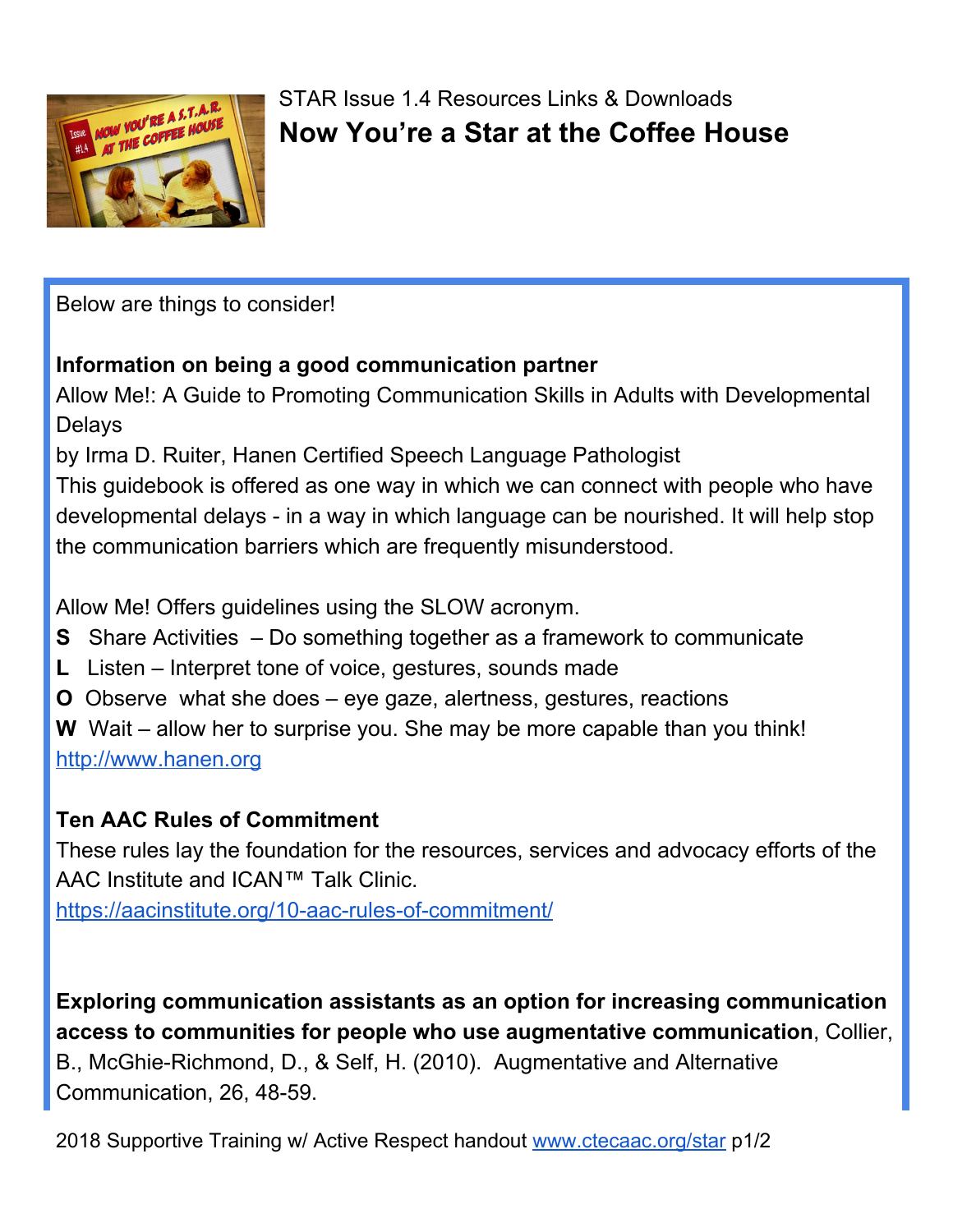STAR Issue 1.4 Resources Links & Downloads

# Now You're a Star at the Coffee House

Below are things to consider!

**Information on being a good communication partner**

Allow Me!: A Guide to Promoting Communication Skills in Adults with Developmental Delays

by Irma D. Ruiter, Hanen Certified Speech Language Pathologist

This guidebook is offered as one way in which we can connect with people who have developmental delays - in a way in which language can be nourished. It will help stop the communication barriers which are frequently misunderstood.

Allow Me! Offers guidelines using the SLOW acronym.

**S** Share Activities – Do something together as a framework to communicate

**L** Listen – Interpret tone of voice, gestures, sounds made

**O** Observe what she does – eye gaze, alertness, gestures, reactions

**W** Wait – allow her to surprise you. She may be more capable than you think!

http://www.hanen.org

**Ten AAC Rules of Commitment**

These rules lay the foundation for the resources, services and advocacy efforts of the AAC Institute and ICAN™ Talk Clinic.

https://aacinstitute.org/10-aac-rules-of-commitment/

**Exploring communication assistants as an option for increasing communication access to communities for people who use augmentative communication**, Collier, B., McGhie-Richmond, D., & Self, H. (2010). Augmentative and Alternative Communication, 26, 48-59.

2018 Supportive Training w/ Active Respect handout www.ctecaac.org/star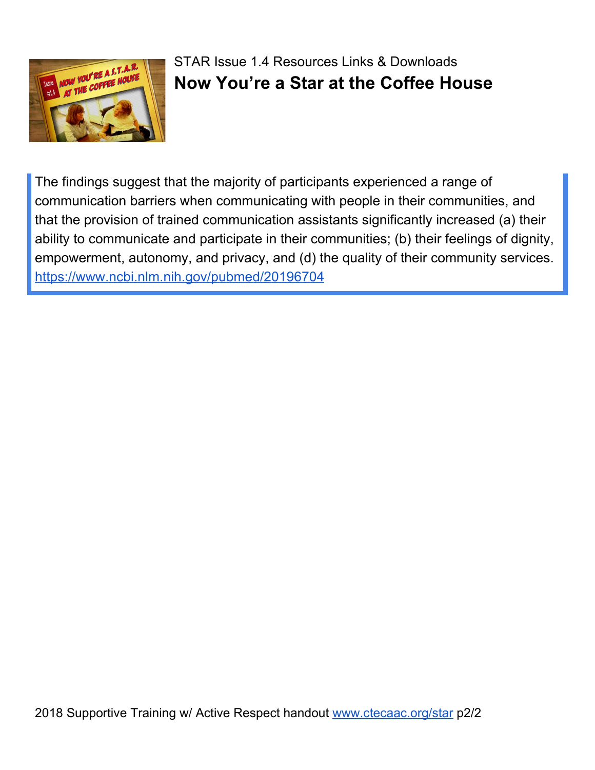STAR Issue 1.4 Resources Links & Downloads

# Now You're a Star at the Coffee House

> The findings suggest that the majority of participants experienced a range of communication barriers when communicating with people in their communities, and that the provision of trained communication assistants significantly increased (a) their ability to communicate and participate in their communities; (b) their feelings of dignity, empowerment, autonomy, and privacy, and (d) the quality of their community services. [https://www.ncbi.nlm.nih.gov/pubmed/20196704](https://www.ncbi.nlm.nih.gov/pubmed/20196704)

2018 Supportive Training w/ Active Respect handout [www.ctecaac.org/star](www.ctecaac.org/star)